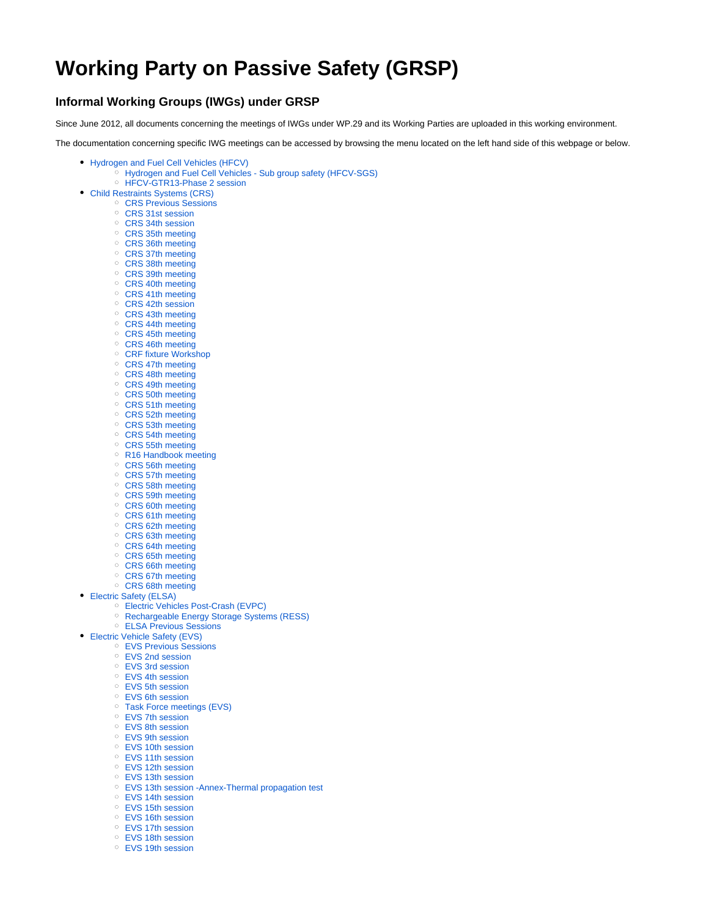# Working Party on Passive Safety (GRSP)

## Informal Working Groups (IWGs) under GRSP

Since June 2012, all documents concerning the meetings of IWGs under WP.29 and its Working Parties are uploaded in this working environment.

The documentation concerning specific IWG meetings can be accessed by browsing the menu located on the left hand side of this webpage or below.

- Hydrogen and Fuel Cell Vehicles (HFCV)
  - Hydrogen and Fuel Cell Vehicles - Sub group safety (HFCV-SGS)
  - HFCV-GTR13-Phase 2 session
- Child Restraints Systems (CRS)
  - CRS Previous Sessions
  - CRS 31st session
  - CRS 34th session
  - CRS 35th meeting
  - CRS 36th meeting
  - CRS 37th meeting
  - CRS 38th meeting
  - CRS 39th meeting
  - CRS 40th meeting
  - CRS 41th meeting
  - CRS 42th session
  - CRS 43th meeting
  - CRS 44th meeting
  - CRS 45th meeting
  - CRS 46th meeting
  - CRF fixture Workshop
  - CRS 47th meeting
  - CRS 48th meeting
  - CRS 49th meeting
  - CRS 50th meeting
  - CRS 51th meeting
  - CRS 52th meeting
  - CRS 53th meeting
  - CRS 54th meeting
  - CRS 55th meeting
  - R16 Handbook meeting
  - CRS 56th meeting
  - CRS 57th meeting
  - CRS 58th meeting
  - CRS 59th meeting
  - CRS 60th meeting
  - CRS 61th meeting
  - CRS 62th meeting
  - CRS 63th meeting
  - CRS 64th meeting
  - CRS 65th meeting
  - CRS 66th meeting
  - CRS 67th meeting
  - CRS 68th meeting
- Electric Safety (ELSA)
  - Electric Vehicles Post-Crash (EVPC)
  - Rechargeable Energy Storage Systems (RESS)
  - ELSA Previous Sessions
- Electric Vehicle Safety (EVS)
  - EVS Previous Sessions
  - EVS 2nd session
  - EVS 3rd session
  - EVS 4th session
  - EVS 5th session
  - EVS 6th session
  - Task Force meetings (EVS)
  - EVS 7th session
  - EVS 8th session
  - EVS 9th session
  - EVS 10th session
  - EVS 11th session
  - EVS 12th session
  - EVS 13th session
  - EVS 13th session -Annex-Thermal propagation test
  - EVS 14th session
  - EVS 15th session
  - EVS 16th session
  - EVS 17th session
  - EVS 18th session
  - EVS 19th session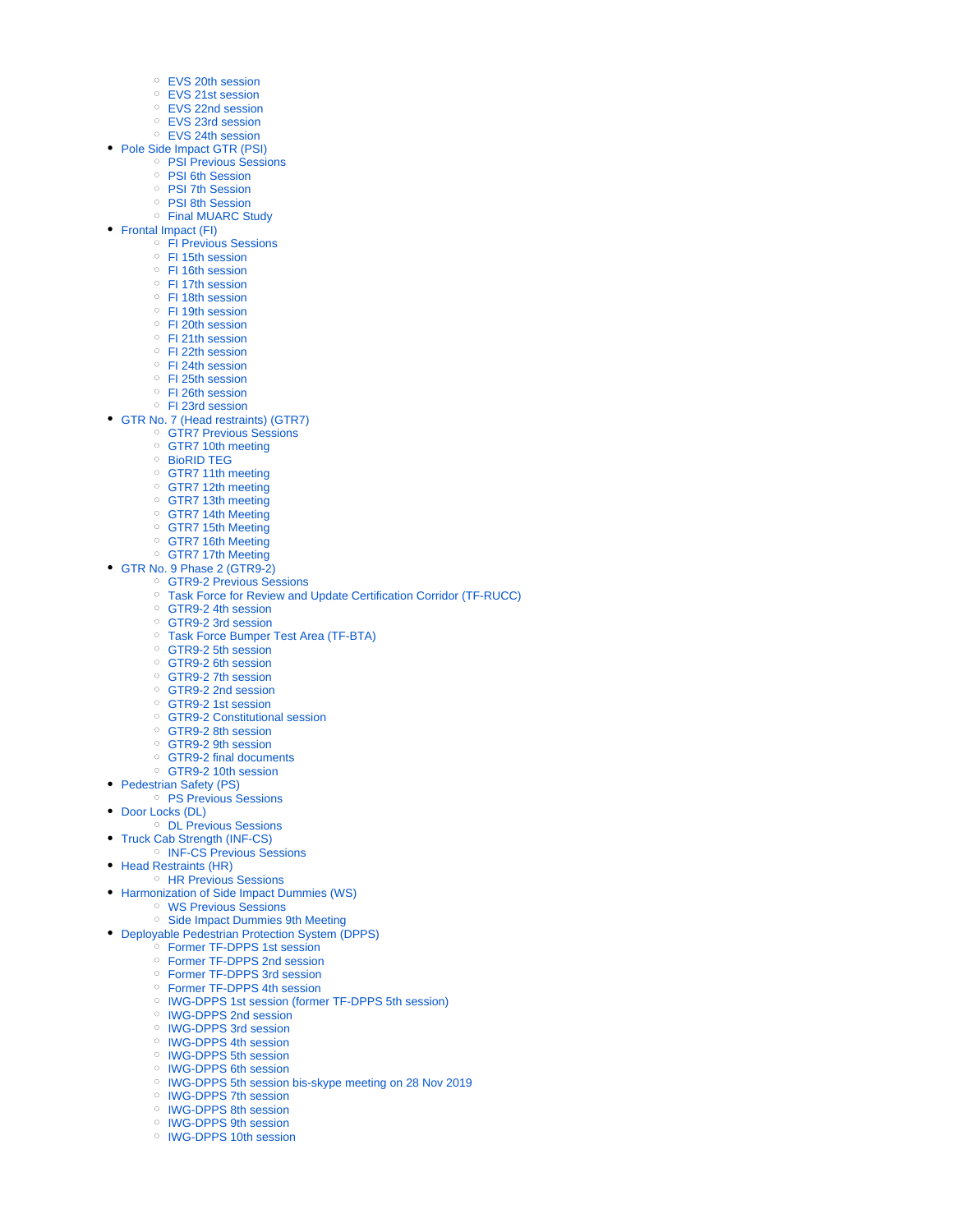- EVS 20th session
  - EVS 21st session
  - EVS 22nd session
  - EVS 23rd session
  - EVS 24th session
- Pole Side Impact GTR (PSI)
  - PSI Previous Sessions
  - PSI 6th Session
  - PSI 7th Session
  - PSI 8th Session
  - Final MUARC Study
- Frontal Impact (FI)
  - FI Previous Sessions
  - FI 15th session
  - FI 16th session
  - FI 17th session
  - FI 18th session
  - FI 19th session
  - FI 20th session
  - FI 21th session
  - FI 22th session
  - FI 24th session
  - FI 25th session
  - FI 26th session
  - FI 23rd session
- GTR No. 7 (Head restraints) (GTR7)
  - GTR7 Previous Sessions
  - GTR7 10th meeting
  - BioRID TEG
  - GTR7 11th meeting
  - GTR7 12th meeting
  - GTR7 13th meeting
  - GTR7 14th Meeting
  - GTR7 15th Meeting
  - GTR7 16th Meeting
  - GTR7 17th Meeting
- GTR No. 9 Phase 2 (GTR9-2)
  - GTR9-2 Previous Sessions
  - Task Force for Review and Update Certification Corridor (TF-RUCC)
  - GTR9-2 4th session
  - GTR9-2 3rd session
  - Task Force Bumper Test Area (TF-BTA)
  - GTR9-2 5th session
  - GTR9-2 6th session
  - GTR9-2 7th session
  - GTR9-2 2nd session
  - GTR9-2 1st session
  - GTR9-2 Constitutional session
  - GTR9-2 8th session
  - GTR9-2 9th session
  - GTR9-2 final documents
  - GTR9-2 10th session
- Pedestrian Safety (PS)
  - PS Previous Sessions
- Door Locks (DL)
  - DL Previous Sessions
- Truck Cab Strength (INF-CS)
  - INF-CS Previous Sessions
- Head Restraints (HR)
  - HR Previous Sessions
- Harmonization of Side Impact Dummies (WS)
  - WS Previous Sessions
  - Side Impact Dummies 9th Meeting
- Deployable Pedestrian Protection System (DPPS)
  - Former TF-DPPS 1st session
  - Former TF-DPPS 2nd session
  - Former TF-DPPS 3rd session
  - Former TF-DPPS 4th session
  - IWG-DPPS 1st session (former TF-DPPS 5th session)
  - IWG-DPPS 2nd session
  - IWG-DPPS 3rd session
  - IWG-DPPS 4th session
  - IWG-DPPS 5th session
  - IWG-DPPS 6th session
  - IWG-DPPS 5th session bis-skype meeting on 28 Nov 2019
  - IWG-DPPS 7th session
  - IWG-DPPS 8th session
  - IWG-DPPS 9th session
  - IWG-DPPS 10th session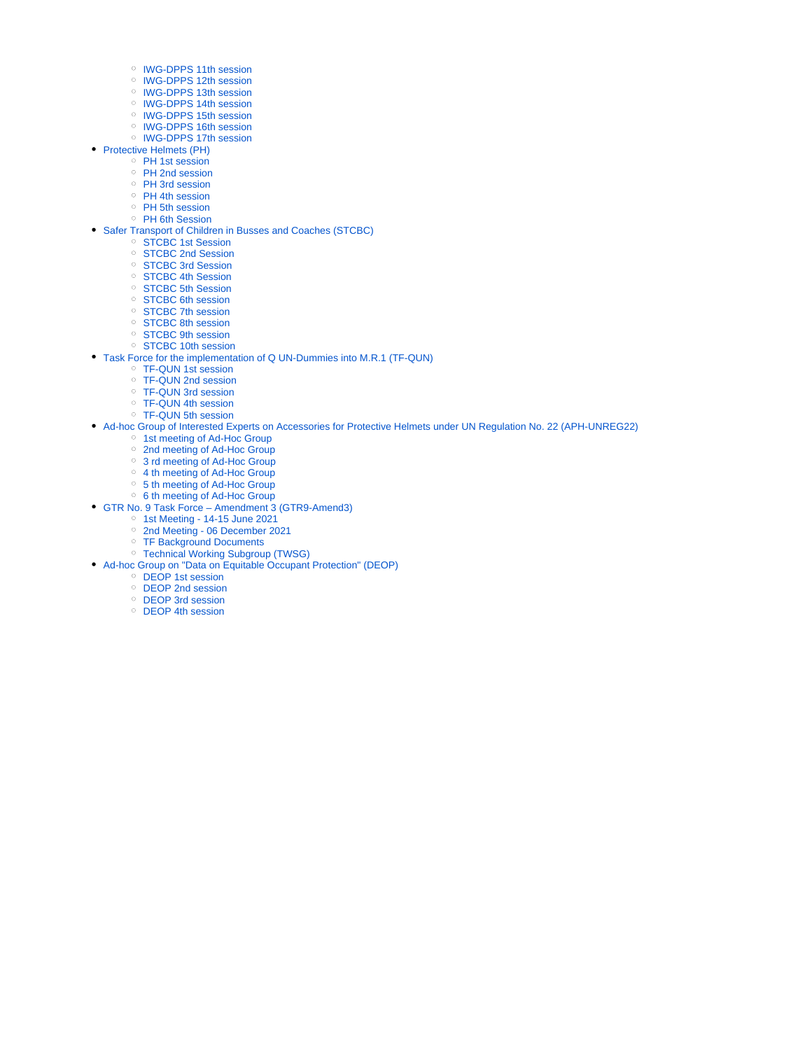- IWG-DPPS 11th session
    - IWG-DPPS 12th session
    - IWG-DPPS 13th session
    - IWG-DPPS 14th session
    - IWG-DPPS 15th session
    - IWG-DPPS 16th session
    - IWG-DPPS 17th session
- Protective Helmets (PH)
    - PH 1st session
    - PH 2nd session
    - PH 3rd session
    - PH 4th session
    - PH 5th session
    - PH 6th Session
- Safer Transport of Children in Busses and Coaches (STCBC)
    - STCBC 1st Session
    - STCBC 2nd Session
    - STCBC 3rd Session
    - STCBC 4th Session
    - STCBC 5th Session
    - STCBC 6th session
    - STCBC 7th session
    - STCBC 8th session
    - STCBC 9th session
    - STCBC 10th session
- Task Force for the implementation of Q UN-Dummies into M.R.1 (TF-QUN)
    - TF-QUN 1st session
    - TF-QUN 2nd session
    - TF-QUN 3rd session
    - TF-QUN 4th session
    - TF-QUN 5th session
- Ad-hoc Group of Interested Experts on Accessories for Protective Helmets under UN Regulation No. 22 (APH-UNREG22)
    - 1st meeting of Ad-Hoc Group
    - 2nd meeting of Ad-Hoc Group
    - 3 rd meeting of Ad-Hoc Group
    - 4 th meeting of Ad-Hoc Group
    - 5 th meeting of Ad-Hoc Group
    - 6 th meeting of Ad-Hoc Group
- GTR No. 9 Task Force – Amendment 3 (GTR9-Amend3)
    - 1st Meeting - 14-15 June 2021
    - 2nd Meeting - 06 December 2021
    - TF Background Documents
    - Technical Working Subgroup (TWSG)
- Ad-hoc Group on "Data on Equitable Occupant Protection" (DEOP)
    - DEOP 1st session
    - DEOP 2nd session
    - DEOP 3rd session
    - DEOP 4th session